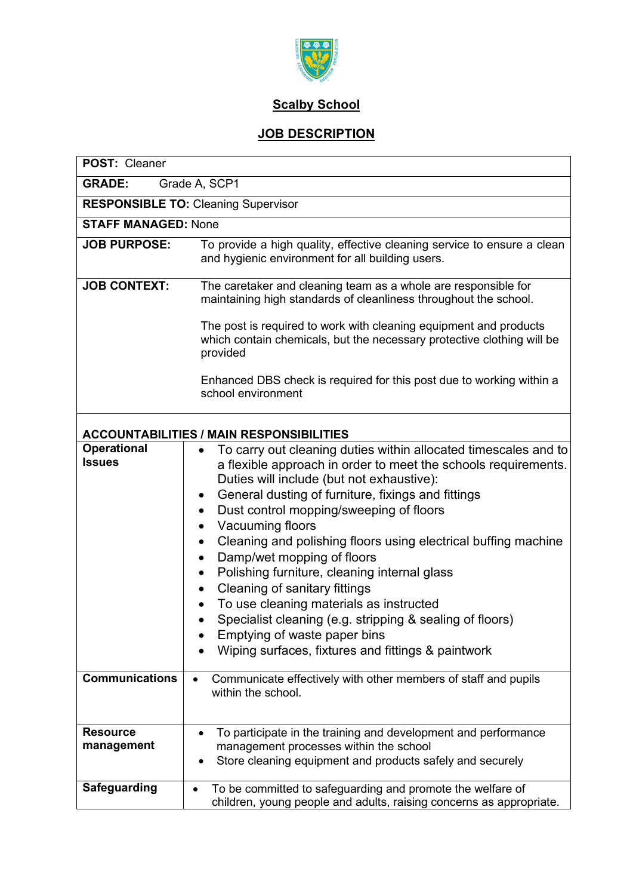# Scalby School

## JOB DESCRIPTION

| **POST:** Cleaner | |
|---|---|
| **GRADE:** Grade A, SCP1 | |
| **RESPONSIBLE TO:** Cleaning Supervisor | |
| **STAFF MANAGED:** None | |
| **JOB PURPOSE:** | To provide a high quality, effective cleaning service to ensure a clean and hygienic environment for all building users. |
| **JOB CONTEXT:** | The caretaker and cleaning team as a whole are responsible for maintaining high standards of cleanliness throughout the school.<br><br>The post is required to work with cleaning equipment and products which contain chemicals, but the necessary protective clothing will be provided<br><br>Enhanced DBS check is required for this post due to working within a school environment |
| **ACCOUNTABILITIES / MAIN RESPONSIBILITIES** | |
| **Operational Issues** | • To carry out cleaning duties within allocated timescales and to a flexible approach in order to meet the schools requirements. Duties will include (but not exhaustive):<br>• General dusting of furniture, fixings and fittings<br>• Dust control mopping/sweeping of floors<br>• Vacuuming floors<br>• Cleaning and polishing floors using electrical buffing machine<br>• Damp/wet mopping of floors<br>• Polishing furniture, cleaning internal glass<br>• Cleaning of sanitary fittings<br>• To use cleaning materials as instructed<br>• Specialist cleaning (e.g. stripping & sealing of floors)<br>• Emptying of waste paper bins<br>• Wiping surfaces, fixtures and fittings & paintwork |
| **Communications** | • Communicate effectively with other members of staff and pupils within the school. |
| **Resource management** | • To participate in the training and development and performance management processes within the school<br>• Store cleaning equipment and products safely and securely |
| **Safeguarding** | • To be committed to safeguarding and promote the welfare of children, young people and adults, raising concerns as appropriate. |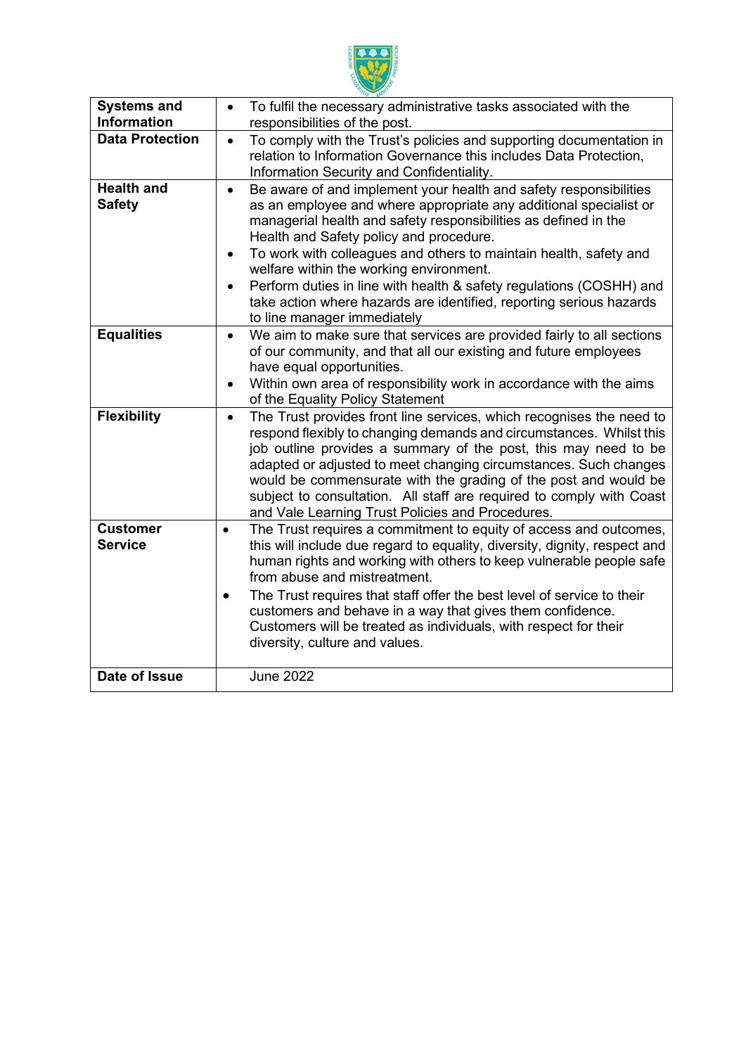| | |
|---|---|
| **Systems and Information** | • To fulfil the necessary administrative tasks associated with the responsibilities of the post. |
| **Data Protection** | • To comply with the Trust's policies and supporting documentation in relation to Information Governance this includes Data Protection, Information Security and Confidentiality. |
| **Health and Safety** | • Be aware of and implement your health and safety responsibilities as an employee and where appropriate any additional specialist or managerial health and safety responsibilities as defined in the Health and Safety policy and procedure.<br>• To work with colleagues and others to maintain health, safety and welfare within the working environment.<br>• Perform duties in line with health & safety regulations (COSHH) and take action where hazards are identified, reporting serious hazards to line manager immediately |
| **Equalities** | • We aim to make sure that services are provided fairly to all sections of our community, and that all our existing and future employees have equal opportunities.<br>• Within own area of responsibility work in accordance with the aims of the Equality Policy Statement |
| **Flexibility** | • The Trust provides front line services, which recognises the need to respond flexibly to changing demands and circumstances. Whilst this job outline provides a summary of the post, this may need to be adapted or adjusted to meet changing circumstances. Such changes would be commensurate with the grading of the post and would be subject to consultation. All staff are required to comply with Coast and Vale Learning Trust Policies and Procedures. |
| **Customer Service** | • The Trust requires a commitment to equity of access and outcomes, this will include due regard to equality, diversity, dignity, respect and human rights and working with others to keep vulnerable people safe from abuse and mistreatment.<br>• The Trust requires that staff offer the best level of service to their customers and behave in a way that gives them confidence. Customers will be treated as individuals, with respect for their diversity, culture and values. |
| **Date of Issue** | June 2022 |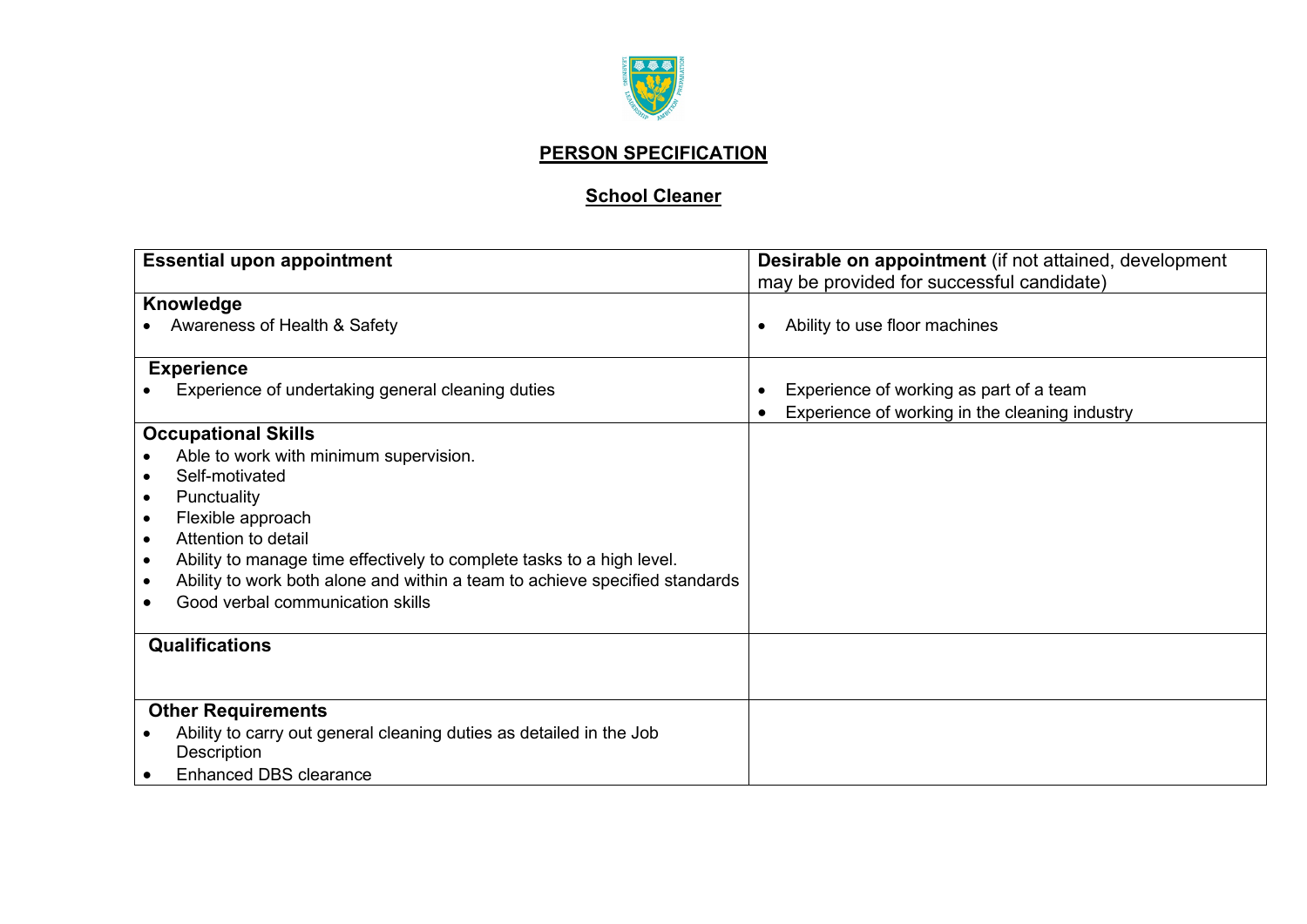# PERSON SPECIFICATION

## School Cleaner

| **Essential upon appointment** | **Desirable on appointment** (if not attained, development may be provided for successful candidate) |
|---|---|
| **Knowledge**<br>• Awareness of Health & Safety | • Ability to use floor machines |
| **Experience**<br>• Experience of undertaking general cleaning duties | • Experience of working as part of a team<br>• Experience of working in the cleaning industry |
| **Occupational Skills**<br>• Able to work with minimum supervision.<br>• Self-motivated<br>• Punctuality<br>• Flexible approach<br>• Attention to detail<br>• Ability to manage time effectively to complete tasks to a high level.<br>• Ability to work both alone and within a team to achieve specified standards<br>• Good verbal communication skills | |
| **Qualifications** | |
| **Other Requirements**<br>• Ability to carry out general cleaning duties as detailed in the Job Description<br>• Enhanced DBS clearance | |